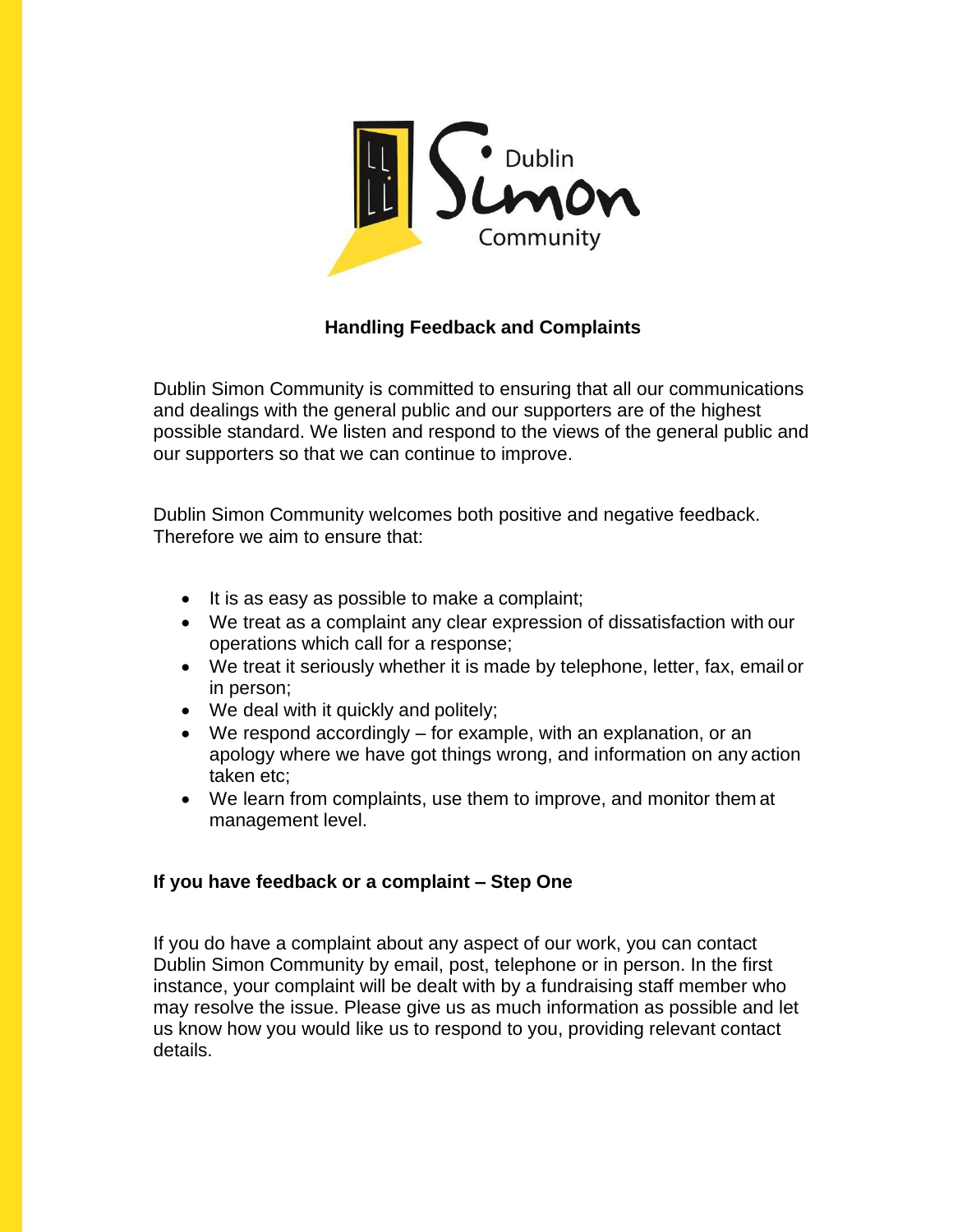# Handling Feedback and Complaints

Dublin Simon Community is committed to ensuring that all our communications and dealings with the general public and our supporters are of the highest possible standard. We listen and respond to the views of the general public and our supporters so that we can continue to improve.

Dublin Simon Community welcomes both positive and negative feedback. Therefore we aim to ensure that:

- It is as easy as possible to make a complaint;
- We treat as a complaint any clear expression of dissatisfaction with our operations which call for a response;
- We treat it seriously whether it is made by telephone, letter, fax, email or in person;
- We deal with it quickly and politely;
- We respond accordingly – for example, with an explanation, or an apology where we have got things wrong, and information on any action taken etc;
- We learn from complaints, use them to improve, and monitor them at management level.

## If you have feedback or a complaint – Step One

If you do have a complaint about any aspect of our work, you can contact Dublin Simon Community by email, post, telephone or in person. In the first instance, your complaint will be dealt with by a fundraising staff member who may resolve the issue. Please give us as much information as possible and let us know how you would like us to respond to you, providing relevant contact details.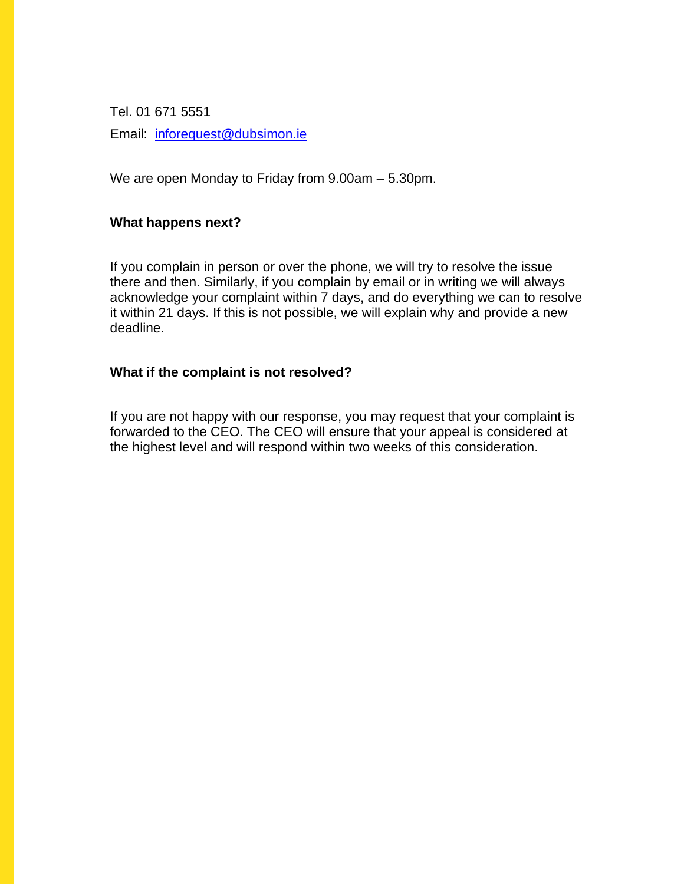Tel. 01 671 5551

Email: inforequest@dubsimon.ie

We are open Monday to Friday from 9.00am – 5.30pm.

**What happens next?**

If you complain in person or over the phone, we will try to resolve the issue there and then. Similarly, if you complain by email or in writing we will always acknowledge your complaint within 7 days, and do everything we can to resolve it within 21 days. If this is not possible, we will explain why and provide a new deadline.

**What if the complaint is not resolved?**

If you are not happy with our response, you may request that your complaint is forwarded to the CEO. The CEO will ensure that your appeal is considered at the highest level and will respond within two weeks of this consideration.